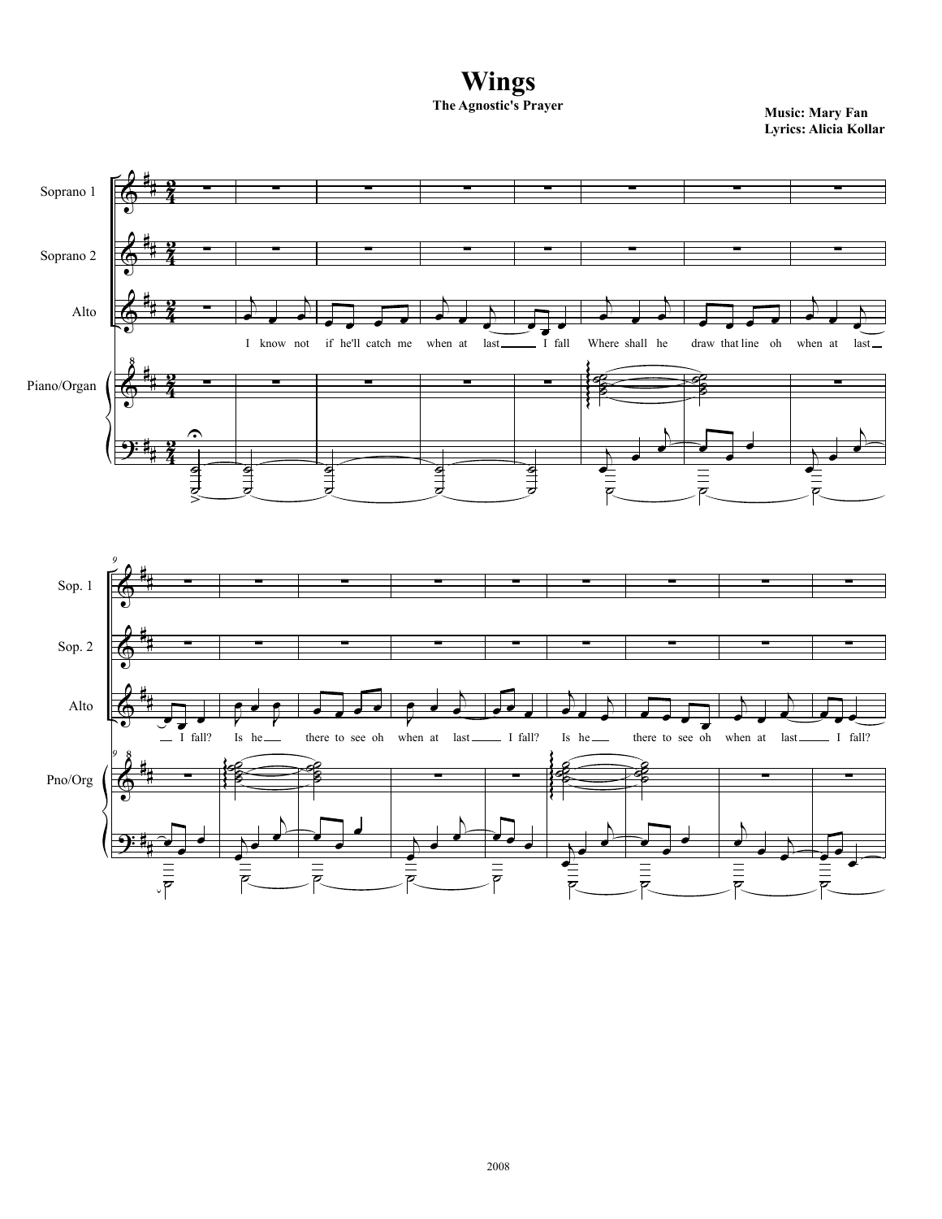# Wings

**The Agnostic's Prayer**

**Music: Mary Fan**
**Lyrics: Alicia Kollar**

Soprano 1

Soprano 2

Alto

Piano/Organ

I know not if he'll catch me when at last I fall Where shall he draw that line oh when at last I fall? Is he there to see oh when at last I fall? Is he there to see oh when at last I fall?

Sop. 1

Sop. 2

Alto

Pno/Org

2008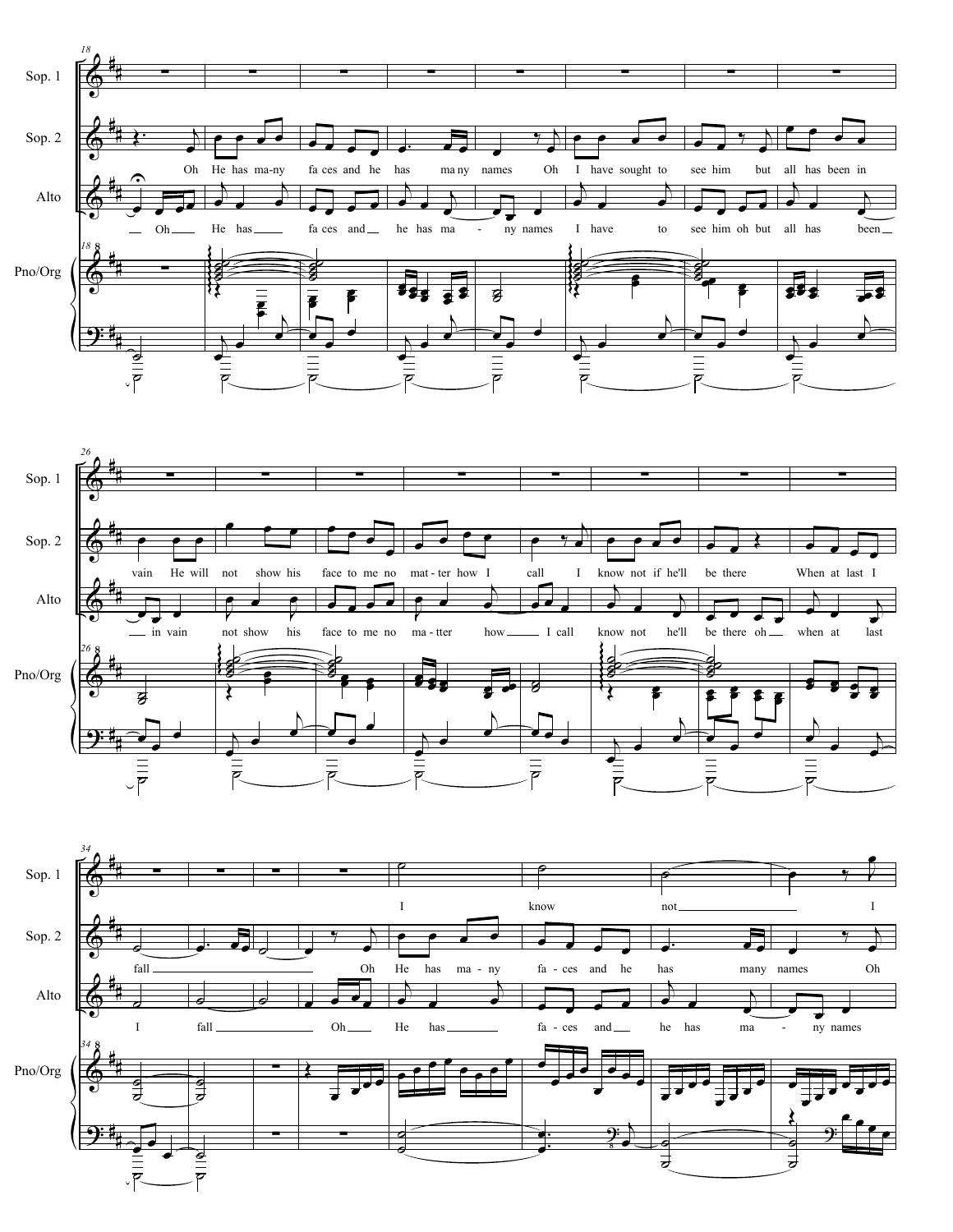Sop. 1

Sop. 2

Alto

Pno/Org

Oh He has ma-ny fa ces and he has ma ny names Oh I have sought to see him but all has been in

Oh He has fa ces and he has ma - ny names I have to see him oh but all has been

vain He will not show his face to me no mat - ter how I call I know not if he'll be there When at last I

in vain not show his face to me no ma - tter how I call know not he'll be there oh when at last

fall Oh He has ma - ny fa - ces and he has many names Oh

I know not I

I fall Oh He has fa - ces and he has ma - ny names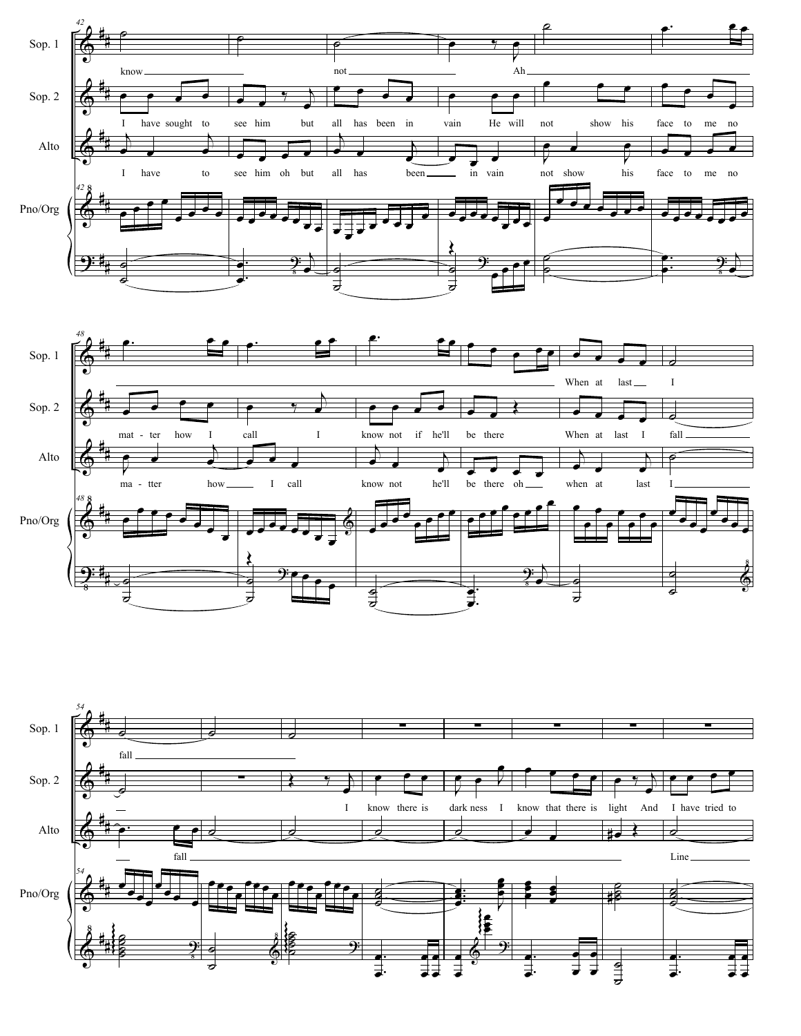**Measures 42–47**

Sop. 1: know ___ not ___ Ah ___

Sop. 2: I have sought to see him but all has been in vain He will not show his face to me no

Alto: I have to see him oh but all has been ___ in vain not show his face to me no

Pno/Org

**Measures 48–53**

Sop. 1: When at last ___ I

Sop. 2: mat - ter how I call I know not if he'll be there When at last I fall ___

Alto: ma - tter how ___ I call know not he'll be there oh ___ when at last I ___

Pno/Org

**Measures 54–61**

Sop. 1: fall ___

Sop. 2: ___ I know there is dark ness I know that there is light And I have tried to

Alto: ___ fall ___ Line ___

Pno/Org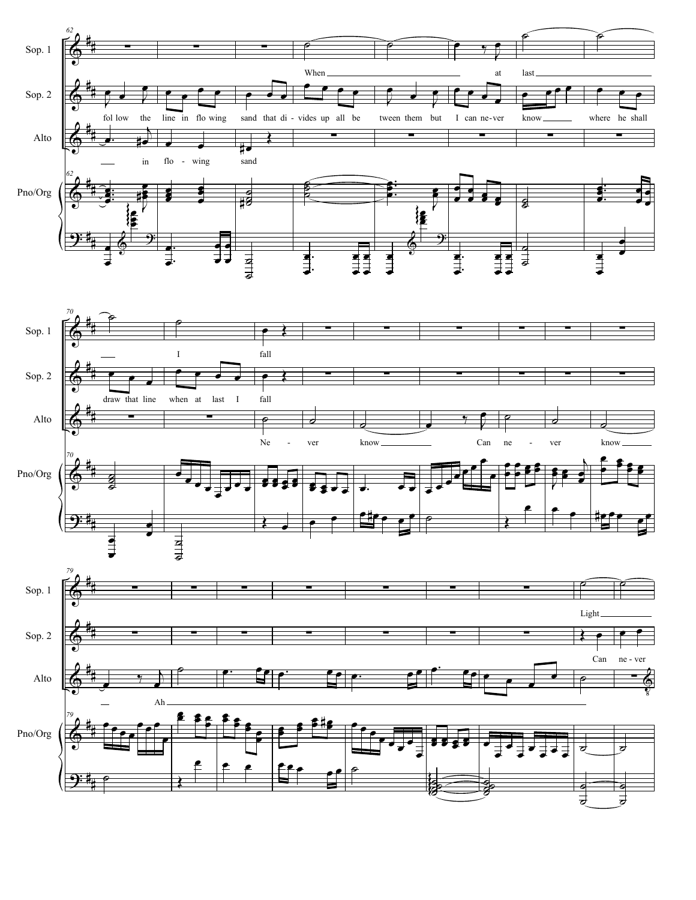**Sop. 1:** When at last I fall

**Sop. 2:** follow the line in flowing sand that divides up all between them but I can never know where he shall draw that line when at last I fall

**Alto:** in flowing sand

**Sop. 1:** Light

**Sop. 2:** Can never

**Alto:** Never know Can never know Ah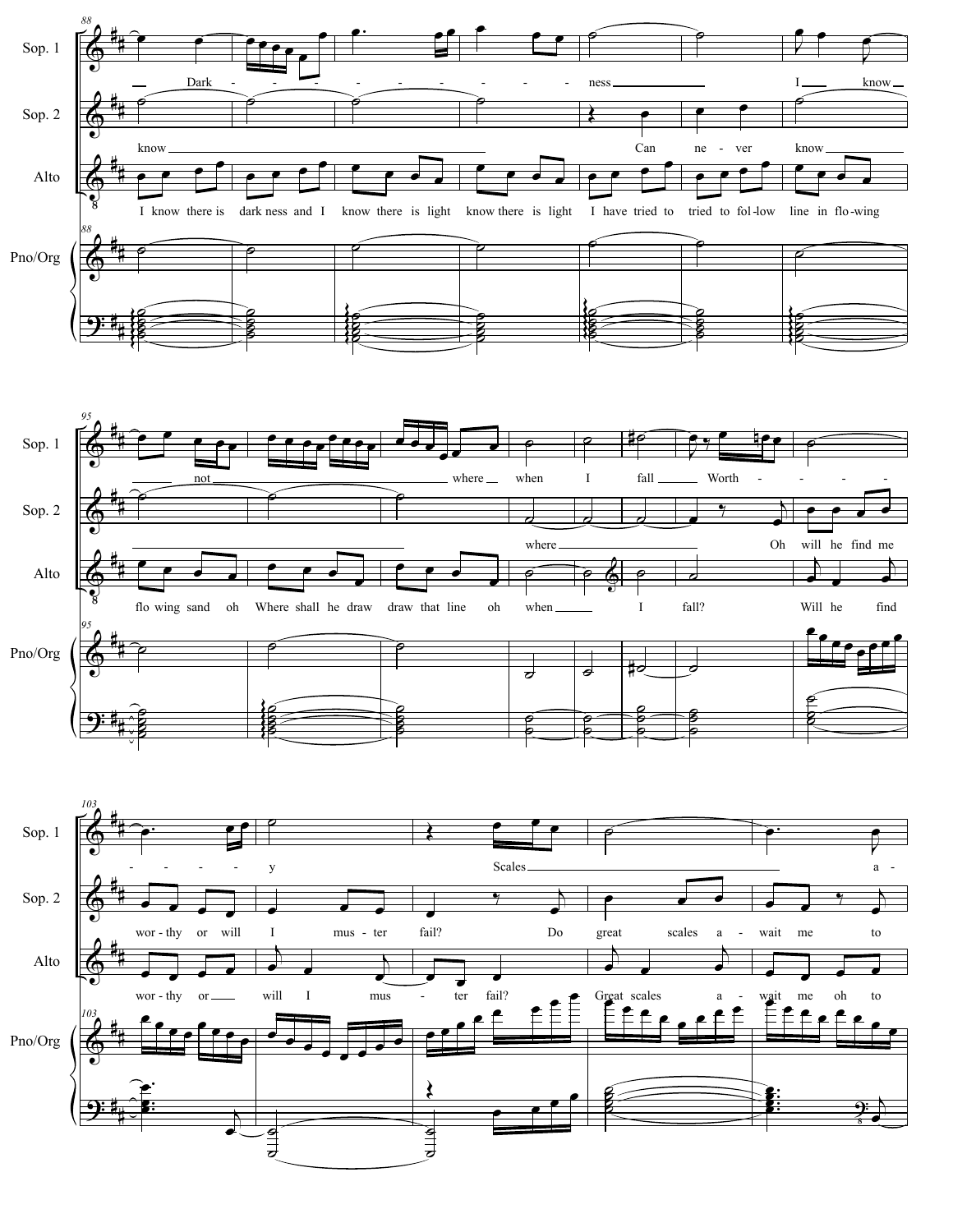**Sop. 1** (m. 88): Dark - - - - - - - - ness I know not where when I fall Worth - - - - - y Scales a-

**Sop. 2**: know Can ne - ver know where Oh will he find me wor - thy or will I mus - ter fail? Do great scales a - wait me to

**Alto**: I know there is dark ness and I know there is light know there is light I have tried to tried to fol - low line in flo - wing flo wing sand oh Where shall he draw draw that line oh when I fall? Will he find wor - thy or will I mus - ter fail? Great scales a - wait me oh to

**Pno/Org**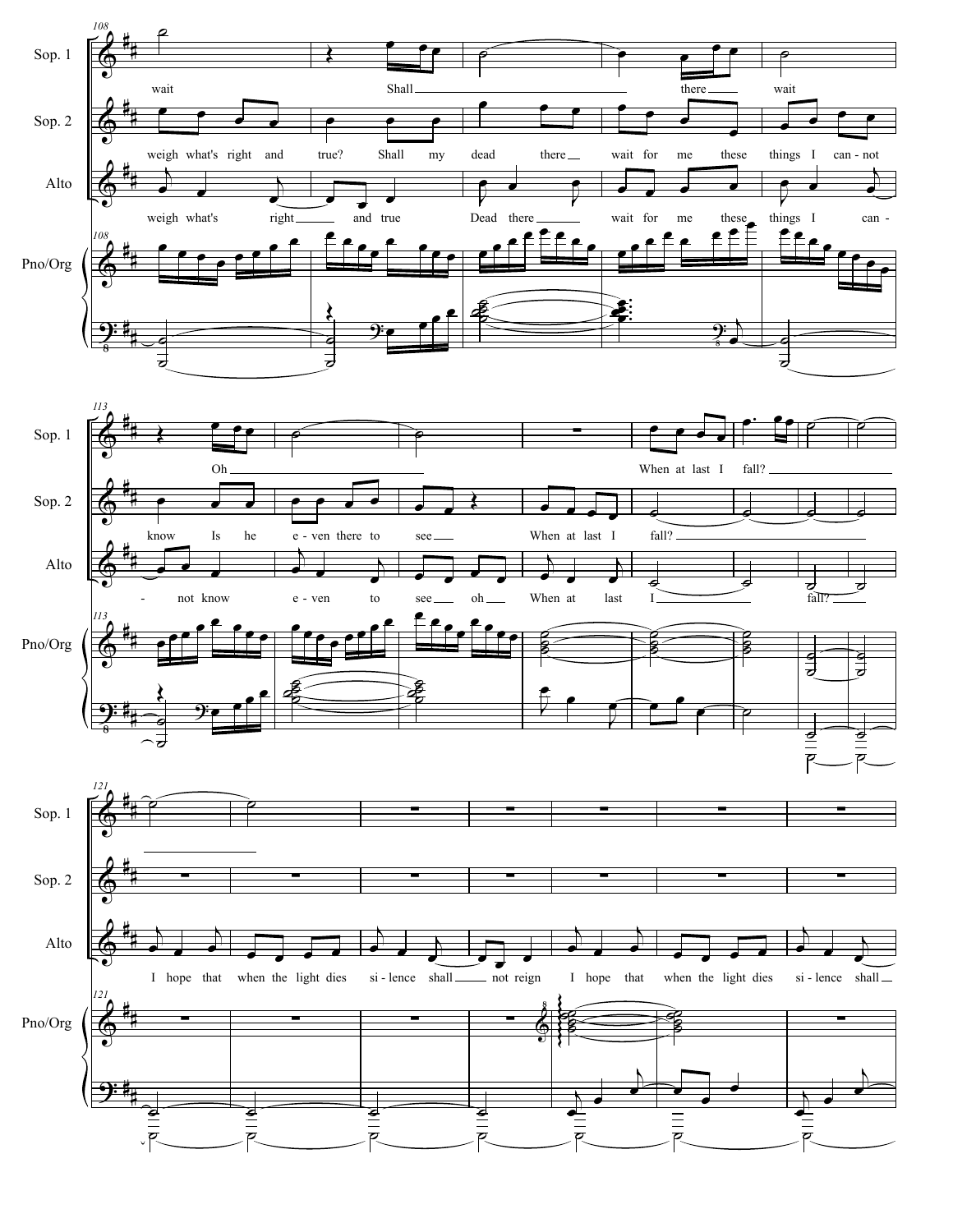Sop. 1

Sop. 2

Alto

Pno/Org

wait Shall there wait

weigh what's right and true? Shall my dead there wait for me these things I can - not

weigh what's right and true Dead there wait for me these things I can -

Oh When at last I fall?

know Is he e - ven there to see When at last I fall?

- not know e - ven to see oh When at last I fall?

I hope that when the light dies si - lence shall not reign I hope that when the light dies si - lence shall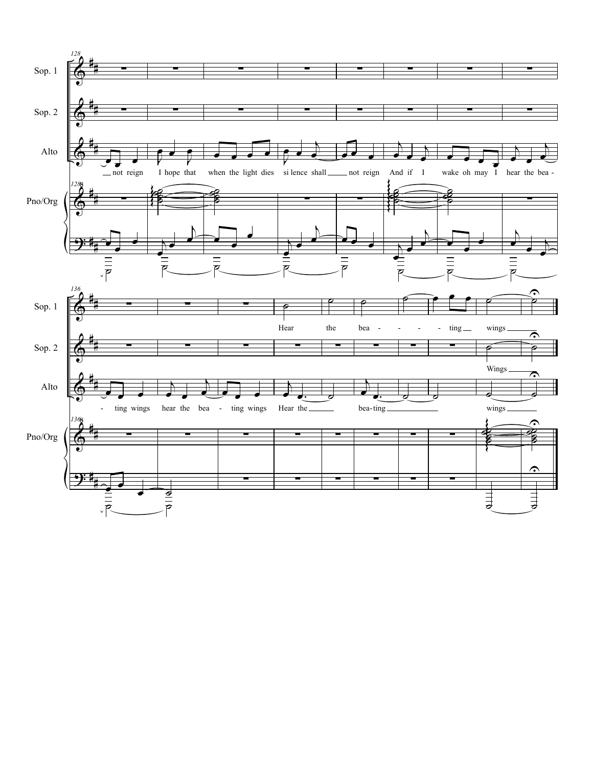Sop. 1

Sop. 2

Alto

Pno/Org

not reign I hope that when the light dies si lence shall not reign And if I wake oh may I hear the bea - ting wings hear the bea - ting wings Hear the bea-ting wings

Hear the bea - - - - ting wings

Wings